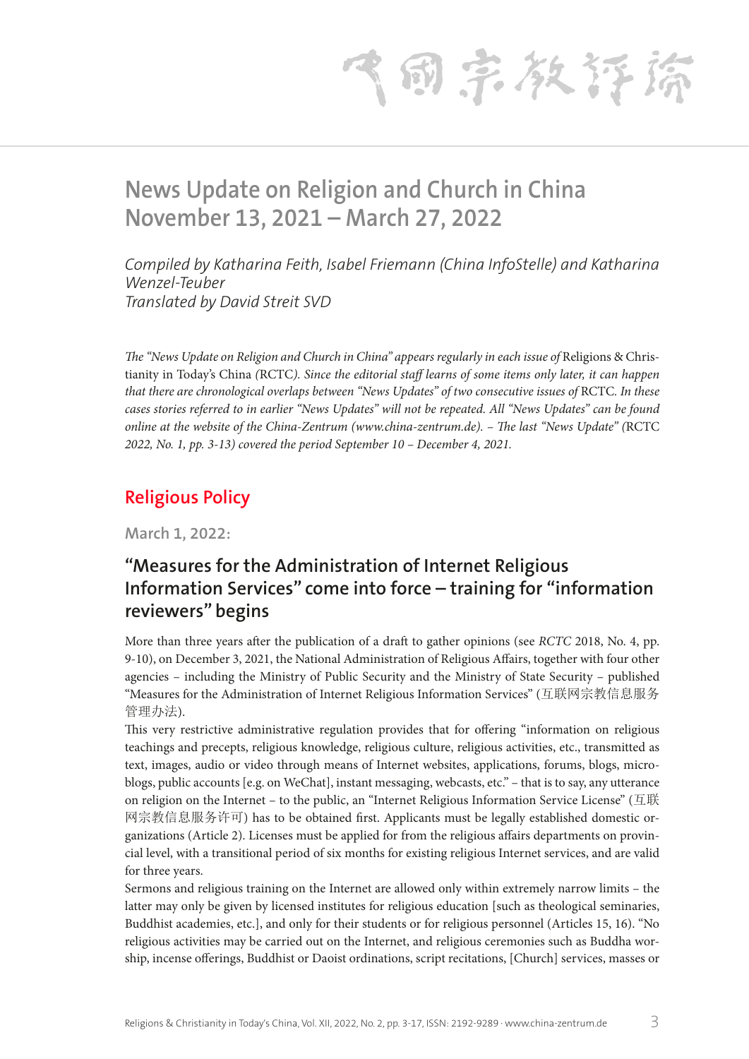# News Update on Religion and Church in China November 13, 2021 – March 27, 2022

*Compiled by Katharina Feith, Isabel Friemann (China InfoStelle) and Katharina Wenzel-Teuber*
*Translated by David Streit SVD*

*The "News Update on Religion and Church in China" appears regularly in each issue of* Religions & Christianity in Today's China *(*RCTC*). Since the editorial staff learns of some items only later, it can happen that there are chronological overlaps between "News Updates" of two consecutive issues of* RCTC*. In these cases stories referred to in earlier "News Updates" will not be repeated. All "News Updates" can be found online at the website of the China-Zentrum (www.china-zentrum.de). – The last "News Update" (*RCTC *2022, No. 1, pp. 3-13) covered the period September 10 – December 4, 2021.*

## Religious Policy

**March 1, 2022:**

### "Measures for the Administration of Internet Religious Information Services" come into force – training for "information reviewers" begins

More than three years after the publication of a draft to gather opinions (see *RCTC* 2018, No. 4, pp. 9-10), on December 3, 2021, the National Administration of Religious Affairs, together with four other agencies – including the Ministry of Public Security and the Ministry of State Security – published "Measures for the Administration of Internet Religious Information Services" (互联网宗教信息服务管理办法).

This very restrictive administrative regulation provides that for offering "information on religious teachings and precepts, religious knowledge, religious culture, religious activities, etc., transmitted as text, images, audio or video through means of Internet websites, applications, forums, blogs, microblogs, public accounts [e.g. on WeChat], instant messaging, webcasts, etc." – that is to say, any utterance on religion on the Internet – to the public, an "Internet Religious Information Service License" (互联网宗教信息服务许可) has to be obtained first. Applicants must be legally established domestic organizations (Article 2). Licenses must be applied for from the religious affairs departments on provincial level, with a transitional period of six months for existing religious Internet services, and are valid for three years.

Sermons and religious training on the Internet are allowed only within extremely narrow limits – the latter may only be given by licensed institutes for religious education [such as theological seminaries, Buddhist academies, etc.], and only for their students or for religious personnel (Articles 15, 16). "No religious activities may be carried out on the Internet, and religious ceremonies such as Buddha worship, incense offerings, Buddhist or Daoist ordinations, script recitations, [Church] services, masses or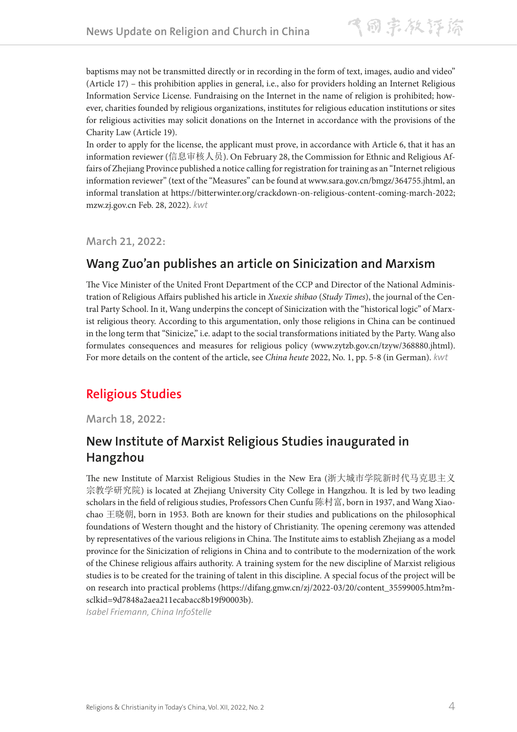baptisms may not be transmitted directly or in recording in the form of text, images, audio and video" (Article 17) – this prohibition applies in general, i.e., also for providers holding an Internet Religious Information Service License. Fundraising on the Internet in the name of religion is prohibited; however, charities founded by religious organizations, institutes for religious education institutions or sites for religious activities may solicit donations on the Internet in accordance with the provisions of the Charity Law (Article 19).

In order to apply for the license, the applicant must prove, in accordance with Article 6, that it has an information reviewer (信息审核人员). On February 28, the Commission for Ethnic and Religious Affairs of Zhejiang Province published a notice calling for registration for training as an "Internet religious information reviewer" (text of the "Measures" can be found at www.sara.gov.cn/bmgz/364755.jhtml, an informal translation at https://bitterwinter.org/crackdown-on-religious-content-coming-march-2022; mzw.zj.gov.cn Feb. 28, 2022). *kwt*

### March 21, 2022:

## Wang Zuo'an publishes an article on Sinicization and Marxism

The Vice Minister of the United Front Department of the CCP and Director of the National Administration of Religious Affairs published his article in *Xuexie shibao* (*Study Times*), the journal of the Central Party School. In it, Wang underpins the concept of Sinicization with the "historical logic" of Marxist religious theory. According to this argumentation, only those religions in China can be continued in the long term that "Sinicize," i.e. adapt to the social transformations initiated by the Party. Wang also formulates consequences and measures for religious policy (www.zytzb.gov.cn/tzyw/368880.jhtml). For more details on the content of the article, see *China heute* 2022, No. 1, pp. 5-8 (in German). *kwt*

# Religious Studies

### March 18, 2022:

## New Institute of Marxist Religious Studies inaugurated in Hangzhou

The new Institute of Marxist Religious Studies in the New Era (浙大城市学院新时代马克思主义宗教学研究院) is located at Zhejiang University City College in Hangzhou. It is led by two leading scholars in the field of religious studies, Professors Chen Cunfu 陈村富, born in 1937, and Wang Xiaochao 王晓朝, born in 1953. Both are known for their studies and publications on the philosophical foundations of Western thought and the history of Christianity. The opening ceremony was attended by representatives of the various religions in China. The Institute aims to establish Zhejiang as a model province for the Sinicization of religions in China and to contribute to the modernization of the work of the Chinese religious affairs authority. A training system for the new discipline of Marxist religious studies is to be created for the training of talent in this discipline. A special focus of the project will be on research into practical problems (https://difang.gmw.cn/zj/2022-03/20/content_35599005.htm?msclkid=9d7848a2aea211ecabacc8b19f90003b).

*Isabel Friemann, China InfoStelle*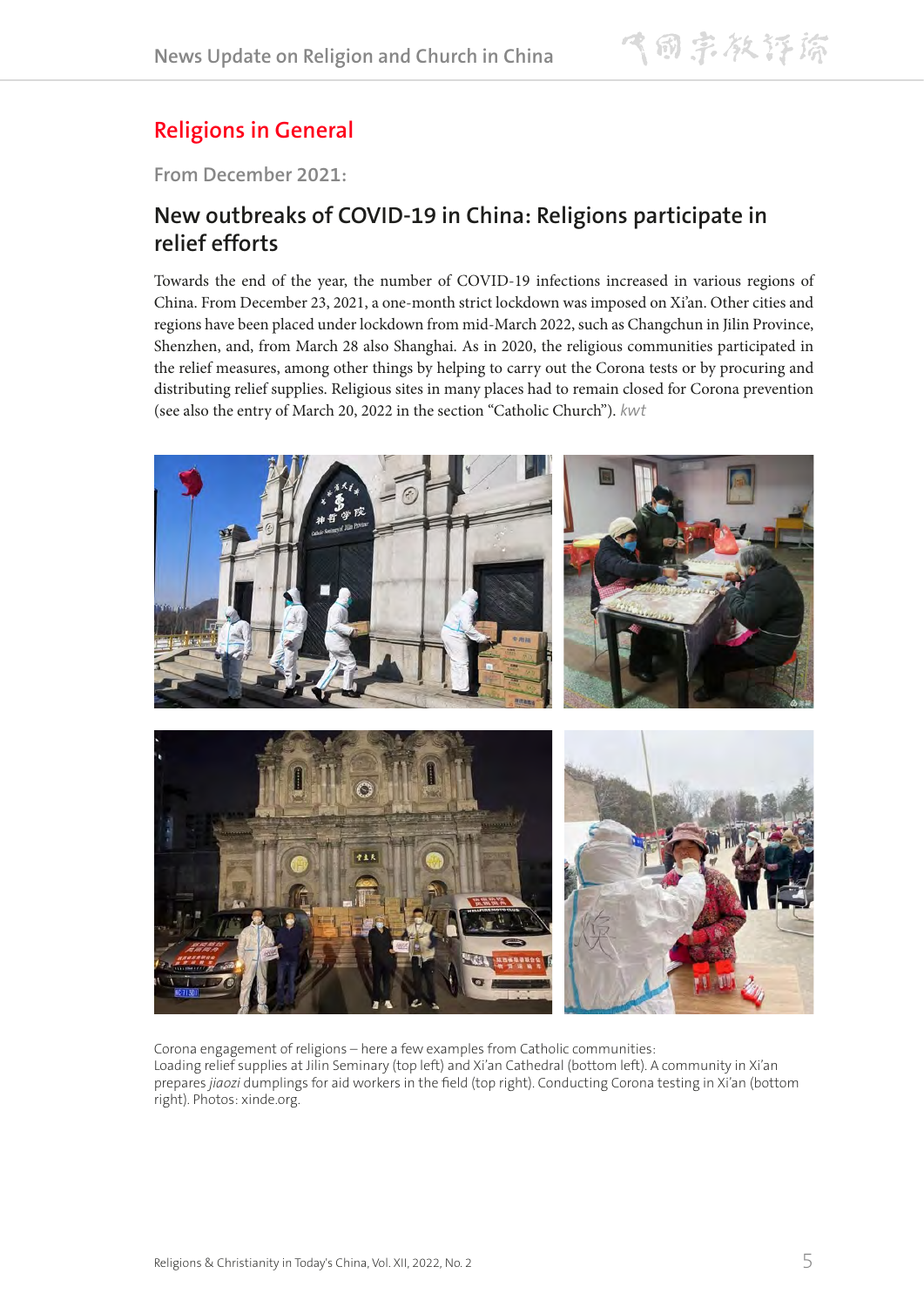## Religions in General

From December 2021:

### New outbreaks of COVID-19 in China: Religions participate in relief efforts

Towards the end of the year, the number of COVID-19 infections increased in various regions of China. From December 23, 2021, a one-month strict lockdown was imposed on Xi'an. Other cities and regions have been placed under lockdown from mid-March 2022, such as Changchun in Jilin Province, Shenzhen, and, from March 28 also Shanghai. As in 2020, the religious communities participated in the relief measures, among other things by helping to carry out the Corona tests or by procuring and distributing relief supplies. Religious sites in many places had to remain closed for Corona prevention (see also the entry of March 20, 2022 in the section "Catholic Church"). *kwt*

Corona engagement of religions – here a few examples from Catholic communities:
Loading relief supplies at Jilin Seminary (top left) and Xi'an Cathedral (bottom left). A community in Xi'an prepares *jiaozi* dumplings for aid workers in the field (top right). Conducting Corona testing in Xi'an (bottom right). Photos: xinde.org.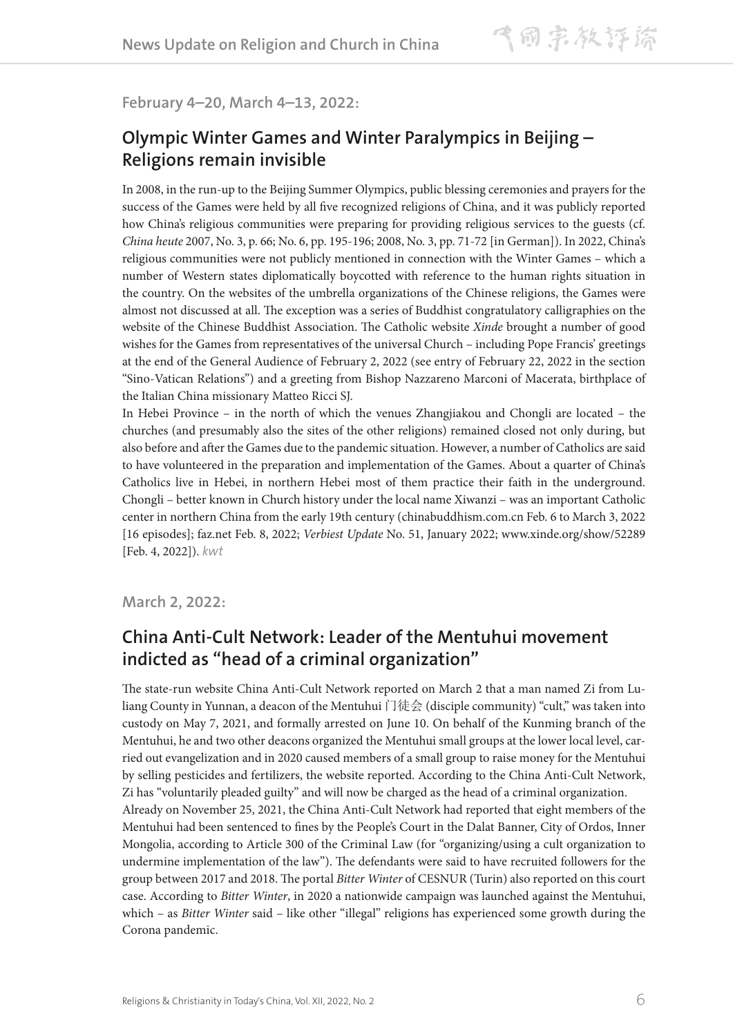February 4–20, March 4–13, 2022:

## Olympic Winter Games and Winter Paralympics in Beijing – Religions remain invisible

In 2008, in the run-up to the Beijing Summer Olympics, public blessing ceremonies and prayers for the success of the Games were held by all five recognized religions of China, and it was publicly reported how China's religious communities were preparing for providing religious services to the guests (cf. *China heute* 2007, No. 3, p. 66; No. 6, pp. 195-196; 2008, No. 3, pp. 71-72 [in German]). In 2022, China's religious communities were not publicly mentioned in connection with the Winter Games – which a number of Western states diplomatically boycotted with reference to the human rights situation in the country. On the websites of the umbrella organizations of the Chinese religions, the Games were almost not discussed at all. The exception was a series of Buddhist congratulatory calligraphies on the website of the Chinese Buddhist Association. The Catholic website *Xinde* brought a number of good wishes for the Games from representatives of the universal Church – including Pope Francis' greetings at the end of the General Audience of February 2, 2022 (see entry of February 22, 2022 in the section "Sino-Vatican Relations") and a greeting from Bishop Nazzareno Marconi of Macerata, birthplace of the Italian China missionary Matteo Ricci SJ.

In Hebei Province – in the north of which the venues Zhangjiakou and Chongli are located – the churches (and presumably also the sites of the other religions) remained closed not only during, but also before and after the Games due to the pandemic situation. However, a number of Catholics are said to have volunteered in the preparation and implementation of the Games. About a quarter of China's Catholics live in Hebei, in northern Hebei most of them practice their faith in the underground. Chongli – better known in Church history under the local name Xiwanzi – was an important Catholic center in northern China from the early 19th century (chinabuddhism.com.cn Feb. 6 to March 3, 2022 [16 episodes]; faz.net Feb. 8, 2022; *Verbiest Update* No. 51, January 2022; www.xinde.org/show/52289 [Feb. 4, 2022]). *kwt*

March 2, 2022:

## China Anti-Cult Network: Leader of the Mentuhui movement indicted as "head of a criminal organization"

The state-run website China Anti-Cult Network reported on March 2 that a man named Zi from Luliang County in Yunnan, a deacon of the Mentuhui 门徒会 (disciple community) "cult," was taken into custody on May 7, 2021, and formally arrested on June 10. On behalf of the Kunming branch of the Mentuhui, he and two other deacons organized the Mentuhui small groups at the lower local level, carried out evangelization and in 2020 caused members of a small group to raise money for the Mentuhui by selling pesticides and fertilizers, the website reported. According to the China Anti-Cult Network, Zi has "voluntarily pleaded guilty" and will now be charged as the head of a criminal organization.

Already on November 25, 2021, the China Anti-Cult Network had reported that eight members of the Mentuhui had been sentenced to fines by the People's Court in the Dalat Banner, City of Ordos, Inner Mongolia, according to Article 300 of the Criminal Law (for "organizing/using a cult organization to undermine implementation of the law"). The defendants were said to have recruited followers for the group between 2017 and 2018. The portal *Bitter Winter* of CESNUR (Turin) also reported on this court case. According to *Bitter Winter*, in 2020 a nationwide campaign was launched against the Mentuhui, which – as *Bitter Winter* said – like other "illegal" religions has experienced some growth during the Corona pandemic.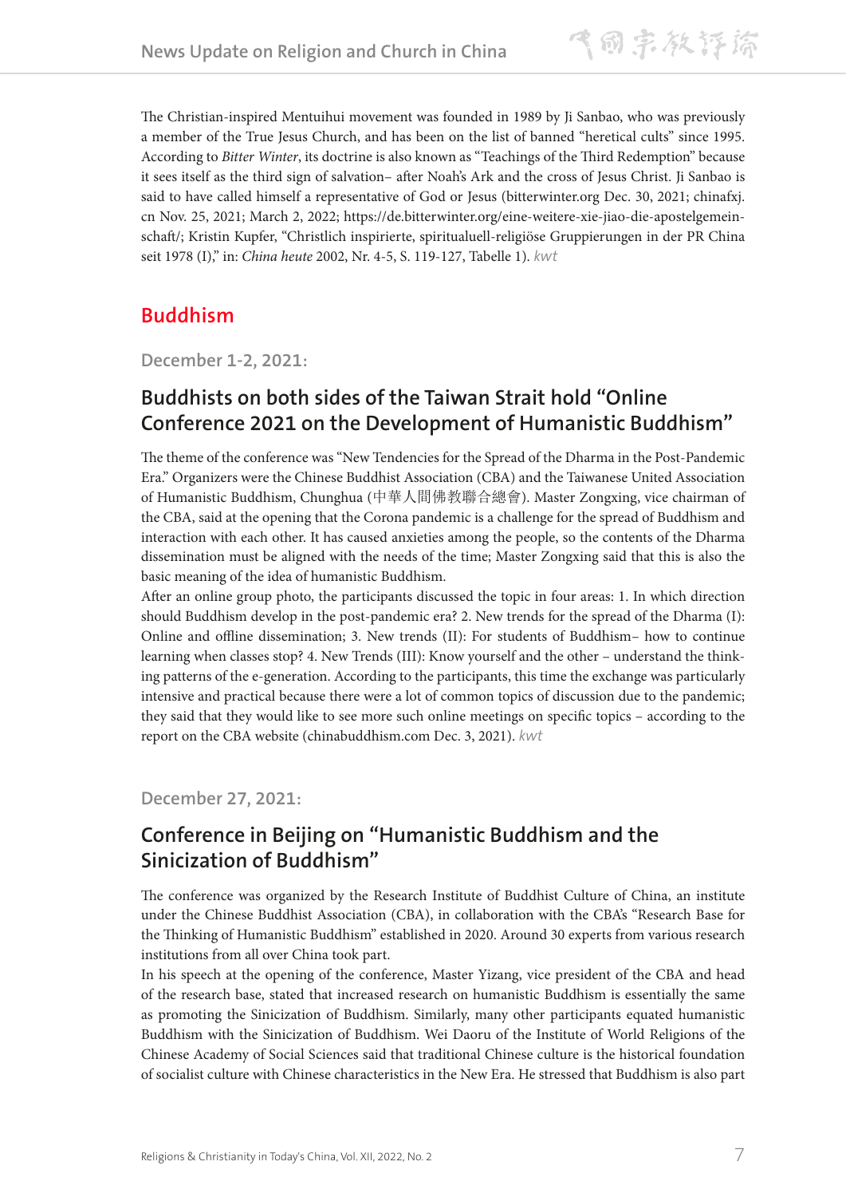The Christian-inspired Mentuihui movement was founded in 1989 by Ji Sanbao, who was previously a member of the True Jesus Church, and has been on the list of banned "heretical cults" since 1995. According to *Bitter Winter*, its doctrine is also known as "Teachings of the Third Redemption" because it sees itself as the third sign of salvation– after Noah's Ark and the cross of Jesus Christ. Ji Sanbao is said to have called himself a representative of God or Jesus (bitterwinter.org Dec. 30, 2021; chinafxj.cn Nov. 25, 2021; March 2, 2022; https://de.bitterwinter.org/eine-weitere-xie-jiao-die-apostelgemeinschaft/; Kristin Kupfer, "Christlich inspirierte, spiritualuell-religiöse Gruppierungen in der PR China seit 1978 (I)," in: *China heute* 2002, Nr. 4-5, S. 119-127, Tabelle 1). *kwt*

## Buddhism

**December 1-2, 2021:**

### Buddhists on both sides of the Taiwan Strait hold "Online Conference 2021 on the Development of Humanistic Buddhism"

The theme of the conference was "New Tendencies for the Spread of the Dharma in the Post-Pandemic Era." Organizers were the Chinese Buddhist Association (CBA) and the Taiwanese United Association of Humanistic Buddhism, Chunghua (中華人間佛教聯合總會). Master Zongxing, vice chairman of the CBA, said at the opening that the Corona pandemic is a challenge for the spread of Buddhism and interaction with each other. It has caused anxieties among the people, so the contents of the Dharma dissemination must be aligned with the needs of the time; Master Zongxing said that this is also the basic meaning of the idea of humanistic Buddhism.

After an online group photo, the participants discussed the topic in four areas: 1. In which direction should Buddhism develop in the post-pandemic era? 2. New trends for the spread of the Dharma (I): Online and offline dissemination; 3. New trends (II): For students of Buddhism– how to continue learning when classes stop? 4. New Trends (III): Know yourself and the other – understand the thinking patterns of the e-generation. According to the participants, this time the exchange was particularly intensive and practical because there were a lot of common topics of discussion due to the pandemic; they said that they would like to see more such online meetings on specific topics – according to the report on the CBA website (chinabuddhism.com Dec. 3, 2021). *kwt*

**December 27, 2021:**

### Conference in Beijing on "Humanistic Buddhism and the Sinicization of Buddhism"

The conference was organized by the Research Institute of Buddhist Culture of China, an institute under the Chinese Buddhist Association (CBA), in collaboration with the CBA's "Research Base for the Thinking of Humanistic Buddhism" established in 2020. Around 30 experts from various research institutions from all over China took part.

In his speech at the opening of the conference, Master Yizang, vice president of the CBA and head of the research base, stated that increased research on humanistic Buddhism is essentially the same as promoting the Sinicization of Buddhism. Similarly, many other participants equated humanistic Buddhism with the Sinicization of Buddhism. Wei Daoru of the Institute of World Religions of the Chinese Academy of Social Sciences said that traditional Chinese culture is the historical foundation of socialist culture with Chinese characteristics in the New Era. He stressed that Buddhism is also part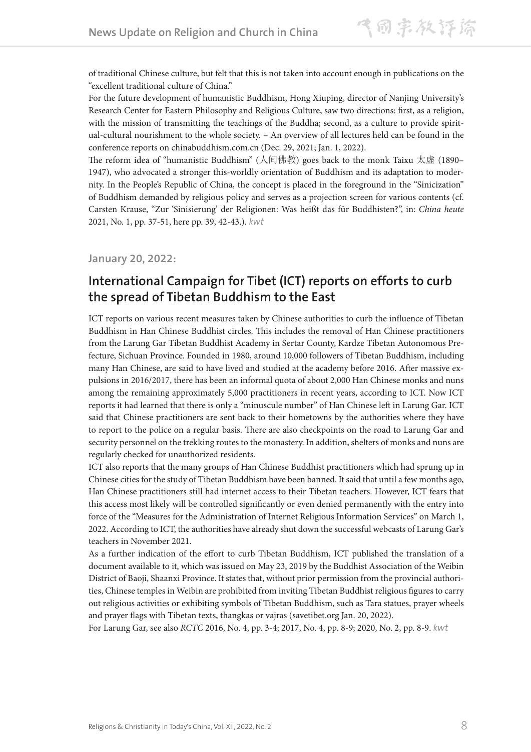of traditional Chinese culture, but felt that this is not taken into account enough in publications on the "excellent traditional culture of China."

For the future development of humanistic Buddhism, Hong Xiuping, director of Nanjing University's Research Center for Eastern Philosophy and Religious Culture, saw two directions: first, as a religion, with the mission of transmitting the teachings of the Buddha; second, as a culture to provide spiritual-cultural nourishment to the whole society. – An overview of all lectures held can be found in the conference reports on chinabuddhism.com.cn (Dec. 29, 2021; Jan. 1, 2022).

The reform idea of "humanistic Buddhism" (人间佛教) goes back to the monk Taixu 太虛 (1890–1947), who advocated a stronger this-worldly orientation of Buddhism and its adaptation to modernity. In the People's Republic of China, the concept is placed in the foreground in the "Sinicization" of Buddhism demanded by religious policy and serves as a projection screen for various contents (cf. Carsten Krause, "Zur 'Sinisierung' der Religionen: Was heißt das für Buddhisten?", in: *China heute* 2021, No. 1, pp. 37-51, here pp. 39, 42-43.). *kwt*

### January 20, 2022:

## International Campaign for Tibet (ICT) reports on efforts to curb the spread of Tibetan Buddhism to the East

ICT reports on various recent measures taken by Chinese authorities to curb the influence of Tibetan Buddhism in Han Chinese Buddhist circles. This includes the removal of Han Chinese practitioners from the Larung Gar Tibetan Buddhist Academy in Sertar County, Kardze Tibetan Autonomous Prefecture, Sichuan Province. Founded in 1980, around 10,000 followers of Tibetan Buddhism, including many Han Chinese, are said to have lived and studied at the academy before 2016. After massive expulsions in 2016/2017, there has been an informal quota of about 2,000 Han Chinese monks and nuns among the remaining approximately 5,000 practitioners in recent years, according to ICT. Now ICT reports it had learned that there is only a "minuscule number" of Han Chinese left in Larung Gar. ICT said that Chinese practitioners are sent back to their hometowns by the authorities where they have to report to the police on a regular basis. There are also checkpoints on the road to Larung Gar and security personnel on the trekking routes to the monastery. In addition, shelters of monks and nuns are regularly checked for unauthorized residents.

ICT also reports that the many groups of Han Chinese Buddhist practitioners which had sprung up in Chinese cities for the study of Tibetan Buddhism have been banned. It said that until a few months ago, Han Chinese practitioners still had internet access to their Tibetan teachers. However, ICT fears that this access most likely will be controlled significantly or even denied permanently with the entry into force of the "Measures for the Administration of Internet Religious Information Services" on March 1, 2022. According to ICT, the authorities have already shut down the successful webcasts of Larung Gar's teachers in November 2021.

As a further indication of the effort to curb Tibetan Buddhism, ICT published the translation of a document available to it, which was issued on May 23, 2019 by the Buddhist Association of the Weibin District of Baoji, Shaanxi Province. It states that, without prior permission from the provincial authorities, Chinese temples in Weibin are prohibited from inviting Tibetan Buddhist religious figures to carry out religious activities or exhibiting symbols of Tibetan Buddhism, such as Tara statues, prayer wheels and prayer flags with Tibetan texts, thangkas or vajras (savetibet.org Jan. 20, 2022).

For Larung Gar, see also *RCTC* 2016, No. 4, pp. 3-4; 2017, No. 4, pp. 8-9; 2020, No. 2, pp. 8-9. *kwt*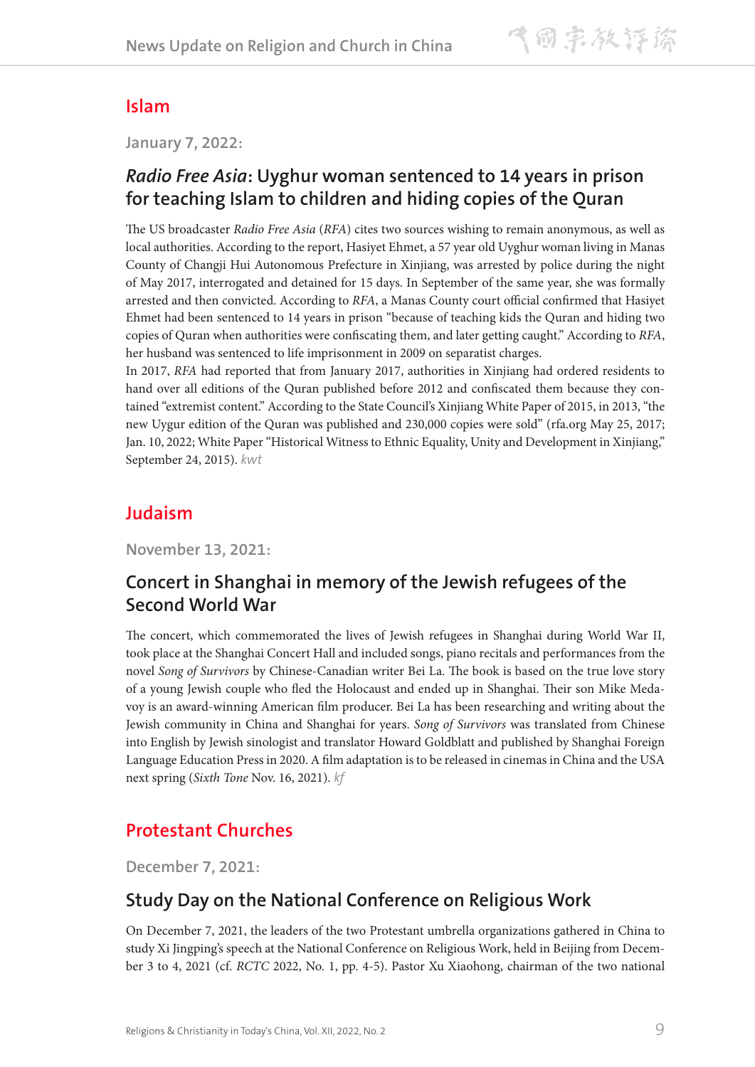## Islam

**January 7, 2022:**

### *Radio Free Asia*: Uyghur woman sentenced to 14 years in prison for teaching Islam to children and hiding copies of the Quran

The US broadcaster *Radio Free Asia* (*RFA*) cites two sources wishing to remain anonymous, as well as local authorities. According to the report, Hasiyet Ehmet, a 57 year old Uyghur woman living in Manas County of Changji Hui Autonomous Prefecture in Xinjiang, was arrested by police during the night of May 2017, interrogated and detained for 15 days. In September of the same year, she was formally arrested and then convicted. According to *RFA*, a Manas County court official confirmed that Hasiyet Ehmet had been sentenced to 14 years in prison "because of teaching kids the Quran and hiding two copies of Quran when authorities were confiscating them, and later getting caught." According to *RFA*, her husband was sentenced to life imprisonment in 2009 on separatist charges.

In 2017, *RFA* had reported that from January 2017, authorities in Xinjiang had ordered residents to hand over all editions of the Quran published before 2012 and confiscated them because they contained "extremist content." According to the State Council's Xinjiang White Paper of 2015, in 2013, "the new Uygur edition of the Quran was published and 230,000 copies were sold" (rfa.org May 25, 2017; Jan. 10, 2022; White Paper "Historical Witness to Ethnic Equality, Unity and Development in Xinjiang," September 24, 2015). *kwt*

## Judaism

**November 13, 2021:**

### Concert in Shanghai in memory of the Jewish refugees of the Second World War

The concert, which commemorated the lives of Jewish refugees in Shanghai during World War II, took place at the Shanghai Concert Hall and included songs, piano recitals and performances from the novel *Song of Survivors* by Chinese-Canadian writer Bei La. The book is based on the true love story of a young Jewish couple who fled the Holocaust and ended up in Shanghai. Their son Mike Medavoy is an award-winning American film producer. Bei La has been researching and writing about the Jewish community in China and Shanghai for years. *Song of Survivors* was translated from Chinese into English by Jewish sinologist and translator Howard Goldblatt and published by Shanghai Foreign Language Education Press in 2020. A film adaptation is to be released in cinemas in China and the USA next spring (*Sixth Tone* Nov. 16, 2021). *kf*

## Protestant Churches

**December 7, 2021:**

### Study Day on the National Conference on Religious Work

On December 7, 2021, the leaders of the two Protestant umbrella organizations gathered in China to study Xi Jingping's speech at the National Conference on Religious Work, held in Beijing from December 3 to 4, 2021 (cf. *RCTC* 2022, No. 1, pp. 4-5). Pastor Xu Xiaohong, chairman of the two national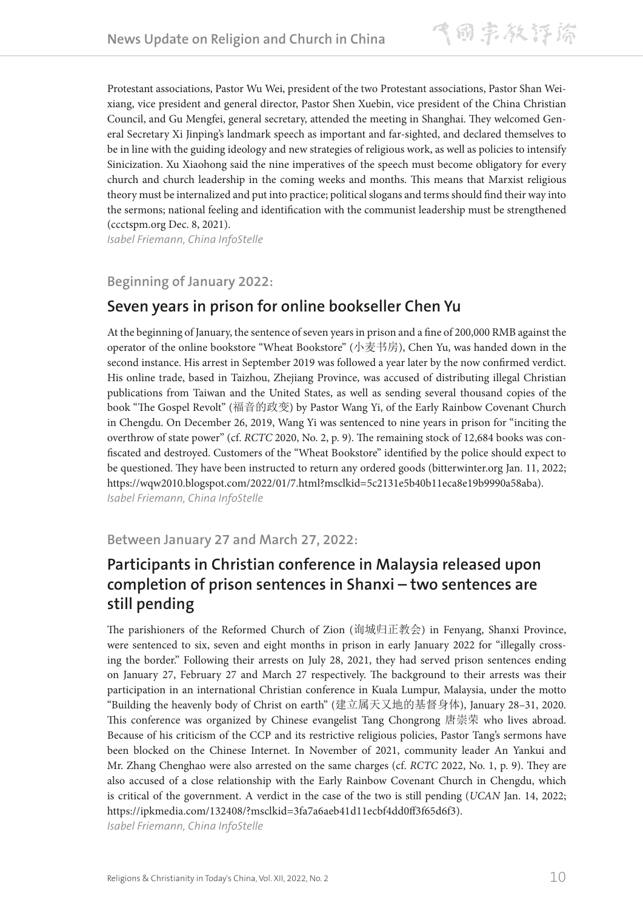Protestant associations, Pastor Wu Wei, president of the two Protestant associations, Pastor Shan Weixiang, vice president and general director, Pastor Shen Xuebin, vice president of the China Christian Council, and Gu Mengfei, general secretary, attended the meeting in Shanghai. They welcomed General Secretary Xi Jinping's landmark speech as important and far-sighted, and declared themselves to be in line with the guiding ideology and new strategies of religious work, as well as policies to intensify Sinicization. Xu Xiaohong said the nine imperatives of the speech must become obligatory for every church and church leadership in the coming weeks and months. This means that Marxist religious theory must be internalized and put into practice; political slogans and terms should find their way into the sermons; national feeling and identification with the communist leadership must be strengthened (ccctspm.org Dec. 8, 2021).
*Isabel Friemann, China InfoStelle*

### Beginning of January 2022:

## Seven years in prison for online bookseller Chen Yu

At the beginning of January, the sentence of seven years in prison and a fine of 200,000 RMB against the operator of the online bookstore "Wheat Bookstore" (小麦书房), Chen Yu, was handed down in the second instance. His arrest in September 2019 was followed a year later by the now confirmed verdict. His online trade, based in Taizhou, Zhejiang Province, was accused of distributing illegal Christian publications from Taiwan and the United States, as well as sending several thousand copies of the book "The Gospel Revolt" (福音的政变) by Pastor Wang Yi, of the Early Rainbow Covenant Church in Chengdu. On December 26, 2019, Wang Yi was sentenced to nine years in prison for "inciting the overthrow of state power" (cf. *RCTC* 2020, No. 2, p. 9). The remaining stock of 12,684 books was confiscated and destroyed. Customers of the "Wheat Bookstore" identified by the police should expect to be questioned. They have been instructed to return any ordered goods (bitterwinter.org Jan. 11, 2022; https://wqw2010.blogspot.com/2022/01/7.html?msclkid=5c2131e5b40b11eca8e19b9990a58aba).
*Isabel Friemann, China InfoStelle*

### Between January 27 and March 27, 2022:

## Participants in Christian conference in Malaysia released upon completion of prison sentences in Shanxi – two sentences are still pending

The parishioners of the Reformed Church of Zion (询城归正教会) in Fenyang, Shanxi Province, were sentenced to six, seven and eight months in prison in early January 2022 for "illegally crossing the border." Following their arrests on July 28, 2021, they had served prison sentences ending on January 27, February 27 and March 27 respectively. The background to their arrests was their participation in an international Christian conference in Kuala Lumpur, Malaysia, under the motto "Building the heavenly body of Christ on earth" (建立属天又地的基督身体), January 28–31, 2020. This conference was organized by Chinese evangelist Tang Chongrong 唐崇荣 who lives abroad. Because of his criticism of the CCP and its restrictive religious policies, Pastor Tang's sermons have been blocked on the Chinese Internet. In November of 2021, community leader An Yankui and Mr. Zhang Chenghao were also arrested on the same charges (cf. *RCTC* 2022, No. 1, p. 9). They are also accused of a close relationship with the Early Rainbow Covenant Church in Chengdu, which is critical of the government. A verdict in the case of the two is still pending (*UCAN* Jan. 14, 2022; https://ipkmedia.com/132408/?msclkid=3fa7a6aeb41d11ecbf4dd0ff3f65d6f3).
*Isabel Friemann, China InfoStelle*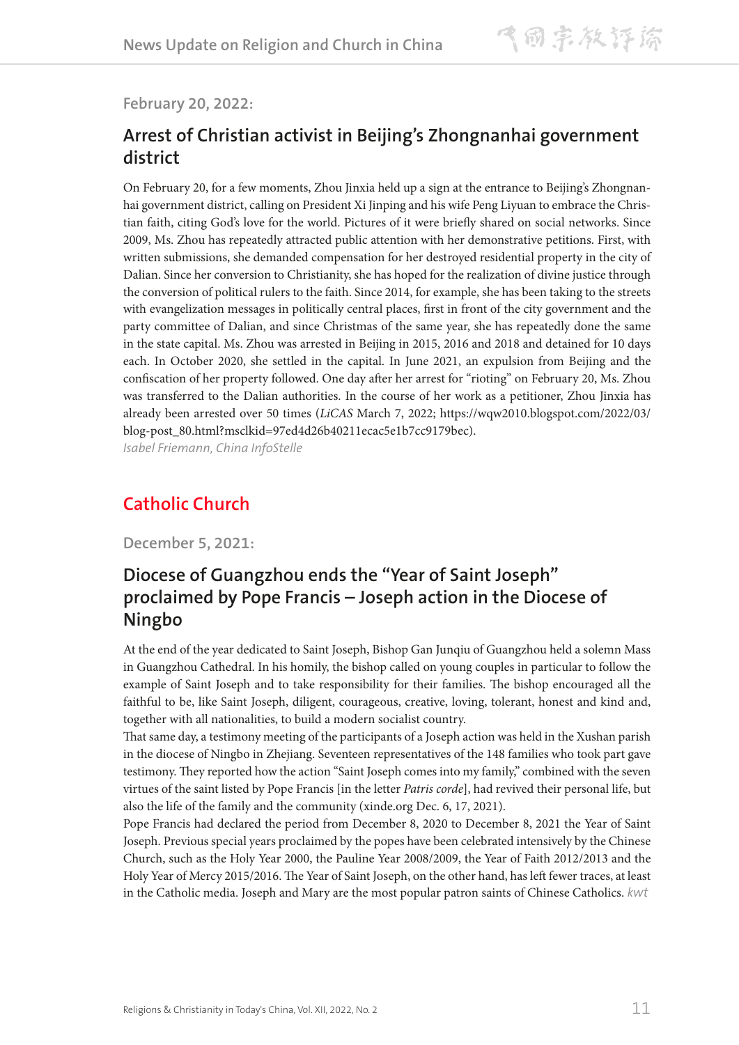February 20, 2022:

### Arrest of Christian activist in Beijing's Zhongnanhai government district

On February 20, for a few moments, Zhou Jinxia held up a sign at the entrance to Beijing's Zhongnanhai government district, calling on President Xi Jinping and his wife Peng Liyuan to embrace the Christian faith, citing God's love for the world. Pictures of it were briefly shared on social networks. Since 2009, Ms. Zhou has repeatedly attracted public attention with her demonstrative petitions. First, with written submissions, she demanded compensation for her destroyed residential property in the city of Dalian. Since her conversion to Christianity, she has hoped for the realization of divine justice through the conversion of political rulers to the faith. Since 2014, for example, she has been taking to the streets with evangelization messages in politically central places, first in front of the city government and the party committee of Dalian, and since Christmas of the same year, she has repeatedly done the same in the state capital. Ms. Zhou was arrested in Beijing in 2015, 2016 and 2018 and detained for 10 days each. In October 2020, she settled in the capital. In June 2021, an expulsion from Beijing and the confiscation of her property followed. One day after her arrest for "rioting" on February 20, Ms. Zhou was transferred to the Dalian authorities. In the course of her work as a petitioner, Zhou Jinxia has already been arrested over 50 times (*LiCAS* March 7, 2022; https://wqw2010.blogspot.com/2022/03/blog-post_80.html?msclkid=97ed4d26b40211ecac5e1b7cc9179bec).
*Isabel Friemann, China InfoStelle*

## Catholic Church

December 5, 2021:

### Diocese of Guangzhou ends the "Year of Saint Joseph" proclaimed by Pope Francis – Joseph action in the Diocese of Ningbo

At the end of the year dedicated to Saint Joseph, Bishop Gan Junqiu of Guangzhou held a solemn Mass in Guangzhou Cathedral. In his homily, the bishop called on young couples in particular to follow the example of Saint Joseph and to take responsibility for their families. The bishop encouraged all the faithful to be, like Saint Joseph, diligent, courageous, creative, loving, tolerant, honest and kind and, together with all nationalities, to build a modern socialist country.
That same day, a testimony meeting of the participants of a Joseph action was held in the Xushan parish in the diocese of Ningbo in Zhejiang. Seventeen representatives of the 148 families who took part gave testimony. They reported how the action "Saint Joseph comes into my family," combined with the seven virtues of the saint listed by Pope Francis [in the letter *Patris corde*], had revived their personal life, but also the life of the family and the community (xinde.org Dec. 6, 17, 2021).
Pope Francis had declared the period from December 8, 2020 to December 8, 2021 the Year of Saint Joseph. Previous special years proclaimed by the popes have been celebrated intensively by the Chinese Church, such as the Holy Year 2000, the Pauline Year 2008/2009, the Year of Faith 2012/2013 and the Holy Year of Mercy 2015/2016. The Year of Saint Joseph, on the other hand, has left fewer traces, at least in the Catholic media. Joseph and Mary are the most popular patron saints of Chinese Catholics. *kwt*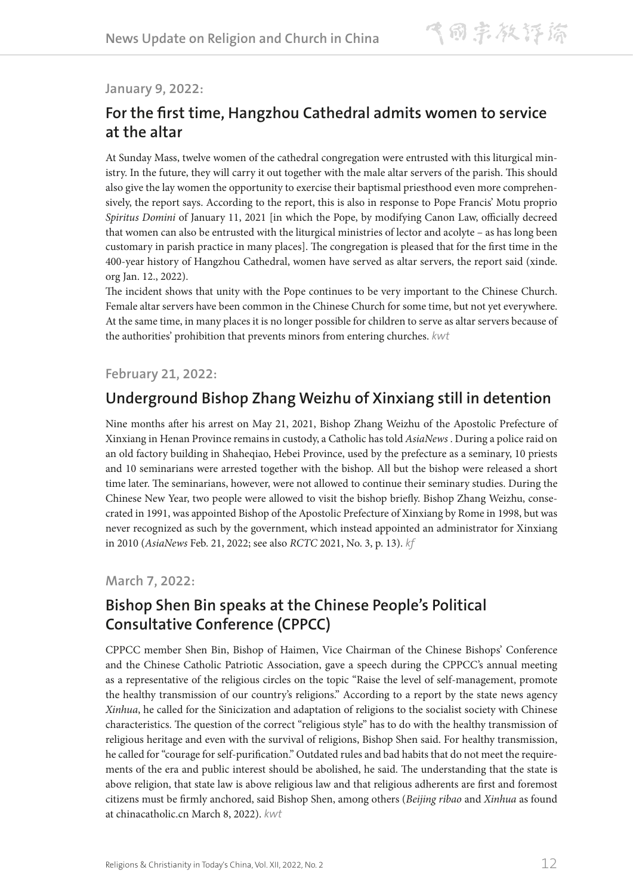**January 9, 2022:**

## For the first time, Hangzhou Cathedral admits women to service at the altar

At Sunday Mass, twelve women of the cathedral congregation were entrusted with this liturgical ministry. In the future, they will carry it out together with the male altar servers of the parish. This should also give the lay women the opportunity to exercise their baptismal priesthood even more comprehensively, the report says. According to the report, this is also in response to Pope Francis' Motu proprio *Spiritus Domini* of January 11, 2021 [in which the Pope, by modifying Canon Law, officially decreed that women can also be entrusted with the liturgical ministries of lector and acolyte – as has long been customary in parish practice in many places]. The congregation is pleased that for the first time in the 400-year history of Hangzhou Cathedral, women have served as altar servers, the report said (xinde.org Jan. 12., 2022).

The incident shows that unity with the Pope continues to be very important to the Chinese Church. Female altar servers have been common in the Chinese Church for some time, but not yet everywhere. At the same time, in many places it is no longer possible for children to serve as altar servers because of the authorities' prohibition that prevents minors from entering churches. *kwt*

**February 21, 2022:**

## Underground Bishop Zhang Weizhu of Xinxiang still in detention

Nine months after his arrest on May 21, 2021, Bishop Zhang Weizhu of the Apostolic Prefecture of Xinxiang in Henan Province remains in custody, a Catholic has told *AsiaNews* . During a police raid on an old factory building in Shaheqiao, Hebei Province, used by the prefecture as a seminary, 10 priests and 10 seminarians were arrested together with the bishop. All but the bishop were released a short time later. The seminarians, however, were not allowed to continue their seminary studies. During the Chinese New Year, two people were allowed to visit the bishop briefly. Bishop Zhang Weizhu, consecrated in 1991, was appointed Bishop of the Apostolic Prefecture of Xinxiang by Rome in 1998, but was never recognized as such by the government, which instead appointed an administrator for Xinxiang in 2010 (*AsiaNews* Feb. 21, 2022; see also *RCTC* 2021, No. 3, p. 13). *kf*

**March 7, 2022:**

## Bishop Shen Bin speaks at the Chinese People's Political Consultative Conference (CPPCC)

CPPCC member Shen Bin, Bishop of Haimen, Vice Chairman of the Chinese Bishops' Conference and the Chinese Catholic Patriotic Association, gave a speech during the CPPCC's annual meeting as a representative of the religious circles on the topic "Raise the level of self-management, promote the healthy transmission of our country's religions." According to a report by the state news agency *Xinhua*, he called for the Sinicization and adaptation of religions to the socialist society with Chinese characteristics. The question of the correct "religious style" has to do with the healthy transmission of religious heritage and even with the survival of religions, Bishop Shen said. For healthy transmission, he called for "courage for self-purification." Outdated rules and bad habits that do not meet the requirements of the era and public interest should be abolished, he said. The understanding that the state is above religion, that state law is above religious law and that religious adherents are first and foremost citizens must be firmly anchored, said Bishop Shen, among others (*Beijing ribao* and *Xinhua* as found at chinacatholic.cn March 8, 2022). *kwt*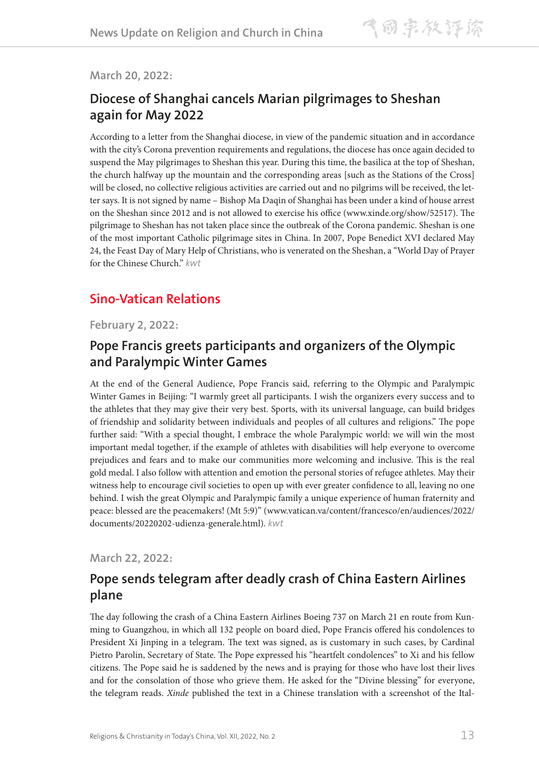March 20, 2022:

### Diocese of Shanghai cancels Marian pilgrimages to Sheshan again for May 2022

According to a letter from the Shanghai diocese, in view of the pandemic situation and in accordance with the city's Corona prevention requirements and regulations, the diocese has once again decided to suspend the May pilgrimages to Sheshan this year. During this time, the basilica at the top of Sheshan, the church halfway up the mountain and the corresponding areas [such as the Stations of the Cross] will be closed, no collective religious activities are carried out and no pilgrims will be received, the letter says. It is not signed by name – Bishop Ma Daqin of Shanghai has been under a kind of house arrest on the Sheshan since 2012 and is not allowed to exercise his office (www.xinde.org/show/52517). The pilgrimage to Sheshan has not taken place since the outbreak of the Corona pandemic. Sheshan is one of the most important Catholic pilgrimage sites in China. In 2007, Pope Benedict XVI declared May 24, the Feast Day of Mary Help of Christians, who is venerated on the Sheshan, a "World Day of Prayer for the Chinese Church." *kwt*

## Sino-Vatican Relations

February 2, 2022:

### Pope Francis greets participants and organizers of the Olympic and Paralympic Winter Games

At the end of the General Audience, Pope Francis said, referring to the Olympic and Paralympic Winter Games in Beijing: "I warmly greet all participants. I wish the organizers every success and to the athletes that they may give their very best. Sports, with its universal language, can build bridges of friendship and solidarity between individuals and peoples of all cultures and religions." The pope further said: "With a special thought, I embrace the whole Paralympic world: we will win the most important medal together, if the example of athletes with disabilities will help everyone to overcome prejudices and fears and to make our communities more welcoming and inclusive. This is the real gold medal. I also follow with attention and emotion the personal stories of refugee athletes. May their witness help to encourage civil societies to open up with ever greater confidence to all, leaving no one behind. I wish the great Olympic and Paralympic family a unique experience of human fraternity and peace: blessed are the peacemakers! (Mt 5:9)" (www.vatican.va/content/francesco/en/audiences/2022/documents/20220202-udienza-generale.html). *kwt*

March 22, 2022:

### Pope sends telegram after deadly crash of China Eastern Airlines plane

The day following the crash of a China Eastern Airlines Boeing 737 on March 21 en route from Kunming to Guangzhou, in which all 132 people on board died, Pope Francis offered his condolences to President Xi Jinping in a telegram. The text was signed, as is customary in such cases, by Cardinal Pietro Parolin, Secretary of State. The Pope expressed his "heartfelt condolences" to Xi and his fellow citizens. The Pope said he is saddened by the news and is praying for those who have lost their lives and for the consolation of those who grieve them. He asked for the "Divine blessing" for everyone, the telegram reads. *Xinde* published the text in a Chinese translation with a screenshot of the Ital-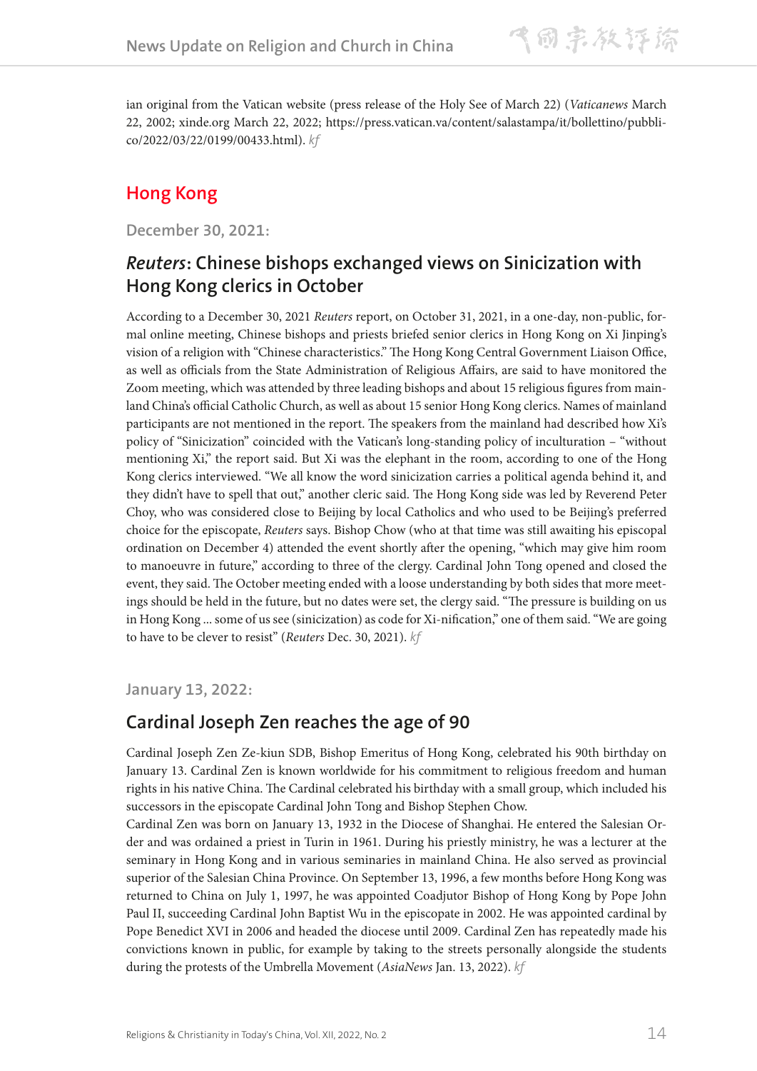ian original from the Vatican website (press release of the Holy See of March 22) (*Vaticanews* March 22, 2002; xinde.org March 22, 2022; https://press.vatican.va/content/salastampa/it/bollettino/pubblico/2022/03/22/0199/00433.html). *kf*

## Hong Kong

### December 30, 2021:

### *Reuters*: Chinese bishops exchanged views on Sinicization with Hong Kong clerics in October

According to a December 30, 2021 *Reuters* report, on October 31, 2021, in a one-day, non-public, formal online meeting, Chinese bishops and priests briefed senior clerics in Hong Kong on Xi Jinping's vision of a religion with "Chinese characteristics." The Hong Kong Central Government Liaison Office, as well as officials from the State Administration of Religious Affairs, are said to have monitored the Zoom meeting, which was attended by three leading bishops and about 15 religious figures from mainland China's official Catholic Church, as well as about 15 senior Hong Kong clerics. Names of mainland participants are not mentioned in the report. The speakers from the mainland had described how Xi's policy of "Sinicization" coincided with the Vatican's long-standing policy of inculturation – "without mentioning Xi," the report said. But Xi was the elephant in the room, according to one of the Hong Kong clerics interviewed. "We all know the word sinicization carries a political agenda behind it, and they didn't have to spell that out," another cleric said. The Hong Kong side was led by Reverend Peter Choy, who was considered close to Beijing by local Catholics and who used to be Beijing's preferred choice for the episcopate, *Reuters* says. Bishop Chow (who at that time was still awaiting his episcopal ordination on December 4) attended the event shortly after the opening, "which may give him room to manoeuvre in future," according to three of the clergy. Cardinal John Tong opened and closed the event, they said. The October meeting ended with a loose understanding by both sides that more meetings should be held in the future, but no dates were set, the clergy said. "The pressure is building on us in Hong Kong ... some of us see (sinicization) as code for Xi-nification," one of them said. "We are going to have to be clever to resist" (*Reuters* Dec. 30, 2021). *kf*

### January 13, 2022:

### Cardinal Joseph Zen reaches the age of 90

Cardinal Joseph Zen Ze-kiun SDB, Bishop Emeritus of Hong Kong, celebrated his 90th birthday on January 13. Cardinal Zen is known worldwide for his commitment to religious freedom and human rights in his native China. The Cardinal celebrated his birthday with a small group, which included his successors in the episcopate Cardinal John Tong and Bishop Stephen Chow.

Cardinal Zen was born on January 13, 1932 in the Diocese of Shanghai. He entered the Salesian Order and was ordained a priest in Turin in 1961. During his priestly ministry, he was a lecturer at the seminary in Hong Kong and in various seminaries in mainland China. He also served as provincial superior of the Salesian China Province. On September 13, 1996, a few months before Hong Kong was returned to China on July 1, 1997, he was appointed Coadjutor Bishop of Hong Kong by Pope John Paul II, succeeding Cardinal John Baptist Wu in the episcopate in 2002. He was appointed cardinal by Pope Benedict XVI in 2006 and headed the diocese until 2009. Cardinal Zen has repeatedly made his convictions known in public, for example by taking to the streets personally alongside the students during the protests of the Umbrella Movement (*AsiaNews* Jan. 13, 2022). *kf*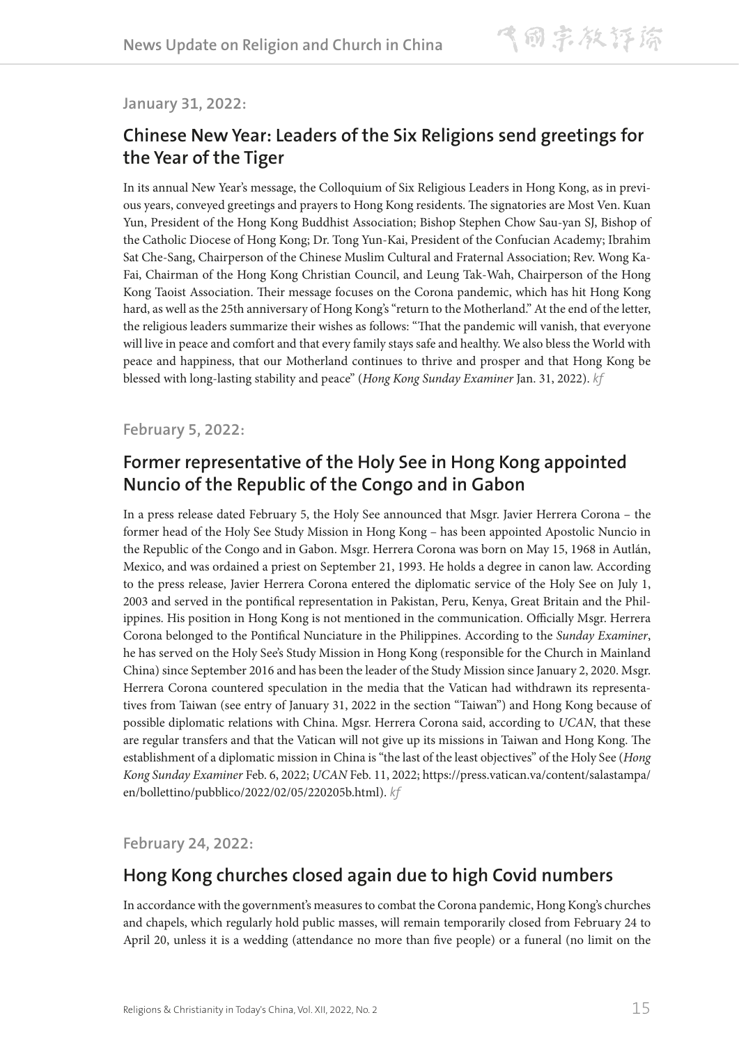**January 31, 2022:**

## Chinese New Year: Leaders of the Six Religions send greetings for the Year of the Tiger

In its annual New Year's message, the Colloquium of Six Religious Leaders in Hong Kong, as in previous years, conveyed greetings and prayers to Hong Kong residents. The signatories are Most Ven. Kuan Yun, President of the Hong Kong Buddhist Association; Bishop Stephen Chow Sau-yan SJ, Bishop of the Catholic Diocese of Hong Kong; Dr. Tong Yun-Kai, President of the Confucian Academy; Ibrahim Sat Che-Sang, Chairperson of the Chinese Muslim Cultural and Fraternal Association; Rev. Wong Ka-Fai, Chairman of the Hong Kong Christian Council, and Leung Tak-Wah, Chairperson of the Hong Kong Taoist Association. Their message focuses on the Corona pandemic, which has hit Hong Kong hard, as well as the 25th anniversary of Hong Kong's "return to the Motherland." At the end of the letter, the religious leaders summarize their wishes as follows: "That the pandemic will vanish, that everyone will live in peace and comfort and that every family stays safe and healthy. We also bless the World with peace and happiness, that our Motherland continues to thrive and prosper and that Hong Kong be blessed with long-lasting stability and peace" (*Hong Kong Sunday Examiner* Jan. 31, 2022). *kf*

**February 5, 2022:**

## Former representative of the Holy See in Hong Kong appointed Nuncio of the Republic of the Congo and in Gabon

In a press release dated February 5, the Holy See announced that Msgr. Javier Herrera Corona – the former head of the Holy See Study Mission in Hong Kong – has been appointed Apostolic Nuncio in the Republic of the Congo and in Gabon. Msgr. Herrera Corona was born on May 15, 1968 in Autlán, Mexico, and was ordained a priest on September 21, 1993. He holds a degree in canon law. According to the press release, Javier Herrera Corona entered the diplomatic service of the Holy See on July 1, 2003 and served in the pontifical representation in Pakistan, Peru, Kenya, Great Britain and the Philippines. His position in Hong Kong is not mentioned in the communication. Officially Msgr. Herrera Corona belonged to the Pontifical Nunciature in the Philippines. According to the *Sunday Examiner*, he has served on the Holy See's Study Mission in Hong Kong (responsible for the Church in Mainland China) since September 2016 and has been the leader of the Study Mission since January 2, 2020. Msgr. Herrera Corona countered speculation in the media that the Vatican had withdrawn its representatives from Taiwan (see entry of January 31, 2022 in the section "Taiwan") and Hong Kong because of possible diplomatic relations with China. Mgsr. Herrera Corona said, according to *UCAN*, that these are regular transfers and that the Vatican will not give up its missions in Taiwan and Hong Kong. The establishment of a diplomatic mission in China is "the last of the least objectives" of the Holy See (*Hong Kong Sunday Examiner* Feb. 6, 2022; *UCAN* Feb. 11, 2022; https://press.vatican.va/content/salastampa/en/bollettino/pubblico/2022/02/05/220205b.html). *kf*

**February 24, 2022:**

## Hong Kong churches closed again due to high Covid numbers

In accordance with the government's measures to combat the Corona pandemic, Hong Kong's churches and chapels, which regularly hold public masses, will remain temporarily closed from February 24 to April 20, unless it is a wedding (attendance no more than five people) or a funeral (no limit on the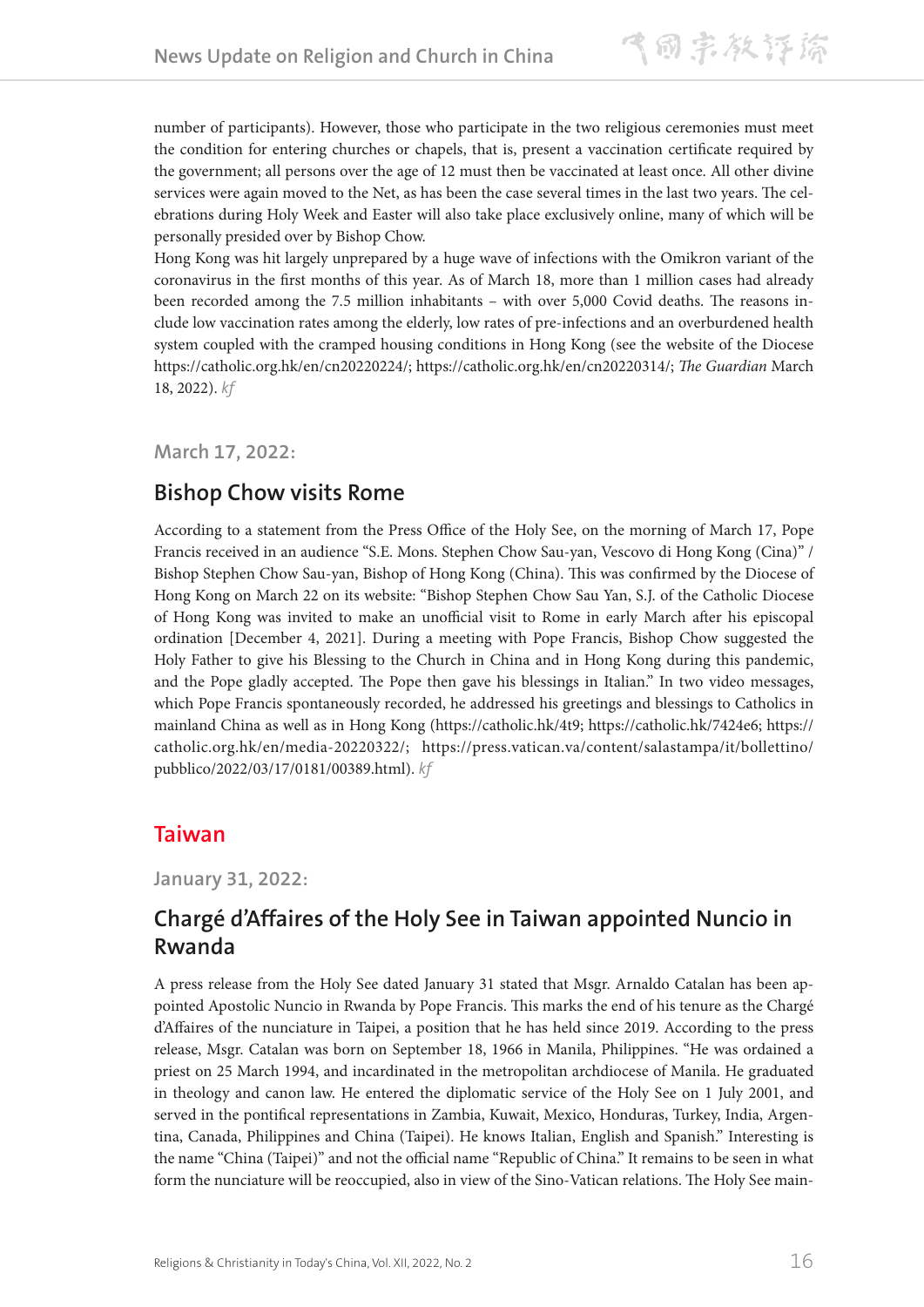number of participants). However, those who participate in the two religious ceremonies must meet the condition for entering churches or chapels, that is, present a vaccination certificate required by the government; all persons over the age of 12 must then be vaccinated at least once. All other divine services were again moved to the Net, as has been the case several times in the last two years. The celebrations during Holy Week and Easter will also take place exclusively online, many of which will be personally presided over by Bishop Chow.

Hong Kong was hit largely unprepared by a huge wave of infections with the Omikron variant of the coronavirus in the first months of this year. As of March 18, more than 1 million cases had already been recorded among the 7.5 million inhabitants – with over 5,000 Covid deaths. The reasons include low vaccination rates among the elderly, low rates of pre-infections and an overburdened health system coupled with the cramped housing conditions in Hong Kong (see the website of the Diocese https://catholic.org.hk/en/cn20220224/; https://catholic.org.hk/en/cn20220314/; *The Guardian* March 18, 2022). *kf*

### March 17, 2022:

## Bishop Chow visits Rome

According to a statement from the Press Office of the Holy See, on the morning of March 17, Pope Francis received in an audience "S.E. Mons. Stephen Chow Sau-yan, Vescovo di Hong Kong (Cina)" / Bishop Stephen Chow Sau-yan, Bishop of Hong Kong (China). This was confirmed by the Diocese of Hong Kong on March 22 on its website: "Bishop Stephen Chow Sau Yan, S.J. of the Catholic Diocese of Hong Kong was invited to make an unofficial visit to Rome in early March after his episcopal ordination [December 4, 2021]. During a meeting with Pope Francis, Bishop Chow suggested the Holy Father to give his Blessing to the Church in China and in Hong Kong during this pandemic, and the Pope gladly accepted. The Pope then gave his blessings in Italian." In two video messages, which Pope Francis spontaneously recorded, he addressed his greetings and blessings to Catholics in mainland China as well as in Hong Kong (https://catholic.hk/4t9; https://catholic.hk/7424e6; https://catholic.org.hk/en/media-20220322/; https://press.vatican.va/content/salastampa/it/bollettino/pubblico/2022/03/17/0181/00389.html). *kf*

# Taiwan

### January 31, 2022:

## Chargé d'Affaires of the Holy See in Taiwan appointed Nuncio in Rwanda

A press release from the Holy See dated January 31 stated that Msgr. Arnaldo Catalan has been appointed Apostolic Nuncio in Rwanda by Pope Francis. This marks the end of his tenure as the Chargé d'Affaires of the nunciature in Taipei, a position that he has held since 2019. According to the press release, Msgr. Catalan was born on September 18, 1966 in Manila, Philippines. "He was ordained a priest on 25 March 1994, and incardinated in the metropolitan archdiocese of Manila. He graduated in theology and canon law. He entered the diplomatic service of the Holy See on 1 July 2001, and served in the pontifical representations in Zambia, Kuwait, Mexico, Honduras, Turkey, India, Argentina, Canada, Philippines and China (Taipei). He knows Italian, English and Spanish." Interesting is the name "China (Taipei)" and not the official name "Republic of China." It remains to be seen in what form the nunciature will be reoccupied, also in view of the Sino-Vatican relations. The Holy See main-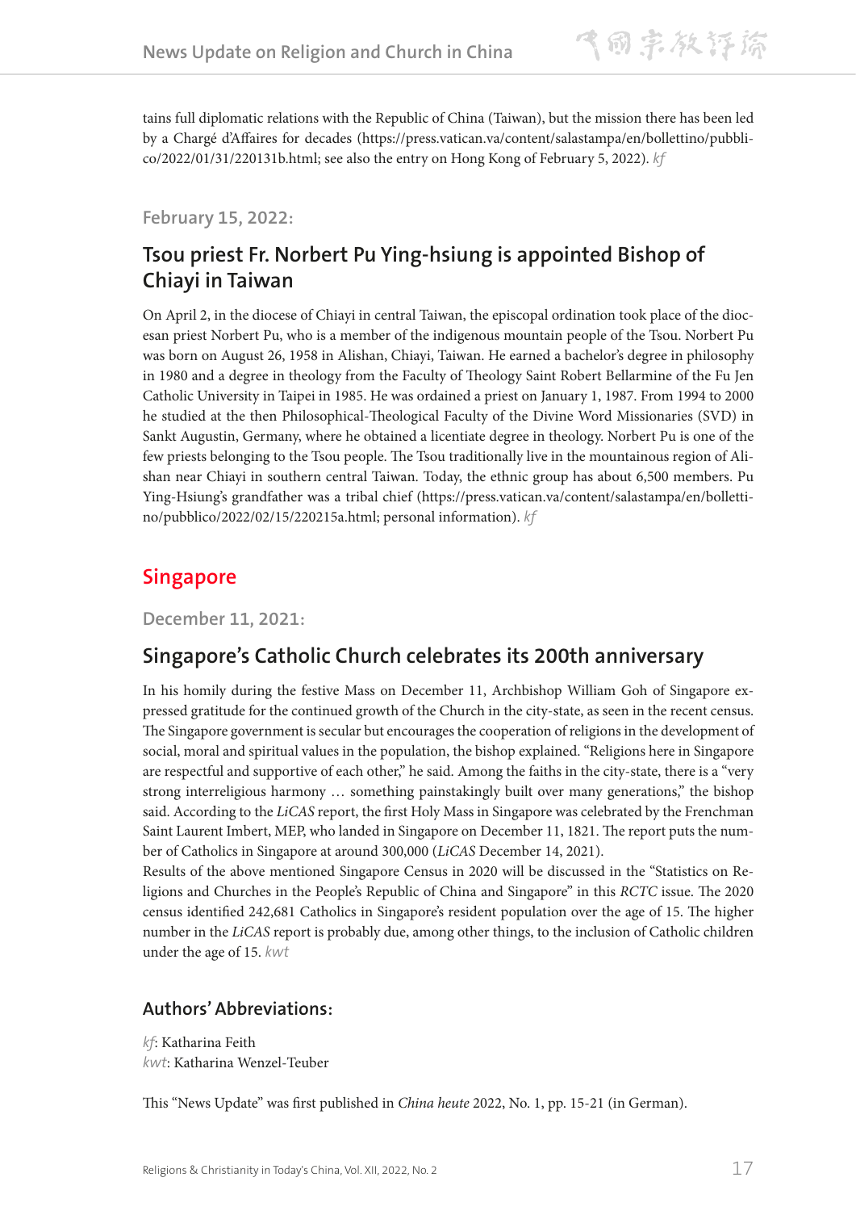tains full diplomatic relations with the Republic of China (Taiwan), but the mission there has been led by a Chargé d'Affaires for decades (https://press.vatican.va/content/salastampa/en/bollettino/pubblico/2022/01/31/220131b.html; see also the entry on Hong Kong of February 5, 2022). *kf*

### February 15, 2022:

## Tsou priest Fr. Norbert Pu Ying-hsiung is appointed Bishop of Chiayi in Taiwan

On April 2, in the diocese of Chiayi in central Taiwan, the episcopal ordination took place of the diocesan priest Norbert Pu, who is a member of the indigenous mountain people of the Tsou. Norbert Pu was born on August 26, 1958 in Alishan, Chiayi, Taiwan. He earned a bachelor's degree in philosophy in 1980 and a degree in theology from the Faculty of Theology Saint Robert Bellarmine of the Fu Jen Catholic University in Taipei in 1985. He was ordained a priest on January 1, 1987. From 1994 to 2000 he studied at the then Philosophical-Theological Faculty of the Divine Word Missionaries (SVD) in Sankt Augustin, Germany, where he obtained a licentiate degree in theology. Norbert Pu is one of the few priests belonging to the Tsou people. The Tsou traditionally live in the mountainous region of Alishan near Chiayi in southern central Taiwan. Today, the ethnic group has about 6,500 members. Pu Ying-Hsiung's grandfather was a tribal chief (https://press.vatican.va/content/salastampa/en/bollettino/pubblico/2022/02/15/220215a.html; personal information). *kf*

# Singapore

### December 11, 2021:

## Singapore's Catholic Church celebrates its 200th anniversary

In his homily during the festive Mass on December 11, Archbishop William Goh of Singapore expressed gratitude for the continued growth of the Church in the city-state, as seen in the recent census. The Singapore government is secular but encourages the cooperation of religions in the development of social, moral and spiritual values in the population, the bishop explained. "Religions here in Singapore are respectful and supportive of each other," he said. Among the faiths in the city-state, there is a "very strong interreligious harmony … something painstakingly built over many generations," the bishop said. According to the *LiCAS* report, the first Holy Mass in Singapore was celebrated by the Frenchman Saint Laurent Imbert, MEP, who landed in Singapore on December 11, 1821. The report puts the number of Catholics in Singapore at around 300,000 (*LiCAS* December 14, 2021).

Results of the above mentioned Singapore Census in 2020 will be discussed in the "Statistics on Religions and Churches in the People's Republic of China and Singapore" in this *RCTC* issue. The 2020 census identified 242,681 Catholics in Singapore's resident population over the age of 15. The higher number in the *LiCAS* report is probably due, among other things, to the inclusion of Catholic children under the age of 15. *kwt*

### Authors' Abbreviations:

*kf*: Katharina Feith
*kwt*: Katharina Wenzel-Teuber

This "News Update" was first published in *China heute* 2022, No. 1, pp. 15-21 (in German).